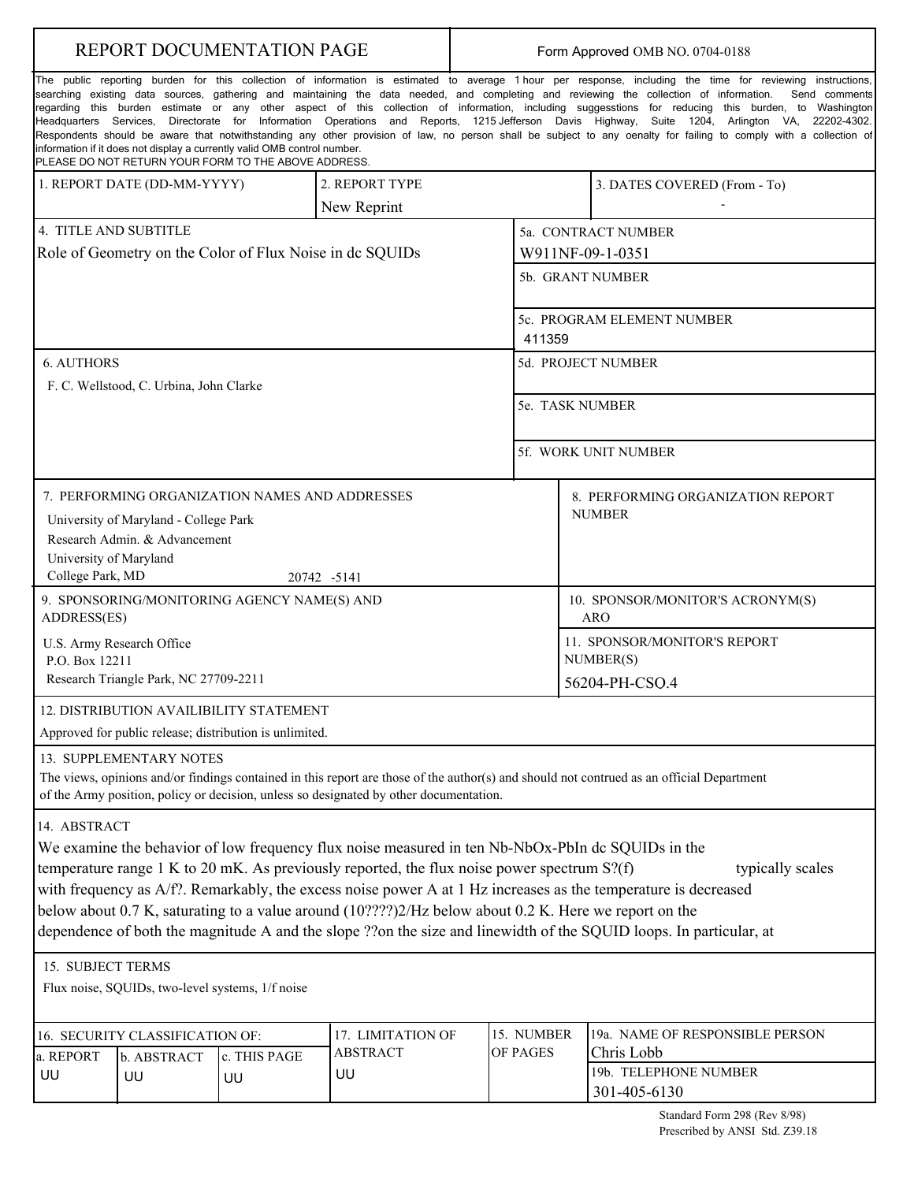# REPORT DOCUMENTATION PAGE

Form Approved OMB NO. 0704-0188

The public reporting burden for this collection of information is estimated to average 1 hour per response, including the time for reviewing instructions, searching existing data sources, gathering and maintaining the data needed, and completing and reviewing the collection of information. Send comments regarding this burden estimate or any other aspect of this collection of information, including suggesstions for reducing this burden, to Washington Headquarters Services, Directorate for Information Operations and Reports, 1215 Jefferson Davis Highway, Suite 1204, Arlington VA, 22202-4302. Respondents should be aware that notwithstanding any other provision of law, no person shall be subject to any oenalty for failing to comply with a collection of information if it does not display a currently valid OMB control number.
PLEASE DO NOT RETURN YOUR FORM TO THE ABOVE ADDRESS.

| 1. REPORT DATE (DD-MM-YYYY) | 2. REPORT TYPE | 3. DATES COVERED (From - To) |
|---|---|---|
| | New Reprint | - |

| 4. TITLE AND SUBTITLE | 5a. CONTRACT NUMBER |
|---|---|
| Role of Geometry on the Color of Flux Noise in dc SQUIDs | W911NF-09-1-0351 |
| | 5b. GRANT NUMBER |
| | 5c. PROGRAM ELEMENT NUMBER<br>411359 |
| **6. AUTHORS** | 5d. PROJECT NUMBER |
| F. C. Wellstood, C. Urbina, John Clarke | 5e. TASK NUMBER |
| | 5f. WORK UNIT NUMBER |

| 7. PERFORMING ORGANIZATION NAMES AND ADDRESSES | 8. PERFORMING ORGANIZATION REPORT NUMBER |
|---|---|
| University of Maryland - College Park<br>Research Admin. & Advancement<br>University of Maryland<br>College Park, MD 20742 -5141 | |

| 9. SPONSORING/MONITORING AGENCY NAME(S) AND ADDRESS(ES) | 10. SPONSOR/MONITOR'S ACRONYM(S) |
|---|---|
| U.S. Army Research Office<br>P.O. Box 12211<br>Research Triangle Park, NC 27709-2211 | ARO |
| | 11. SPONSOR/MONITOR'S REPORT NUMBER(S)<br>56204-PH-CSO.4 |

**12. DISTRIBUTION AVAILIBILITY STATEMENT**

Approved for public release; distribution is unlimited.

**13. SUPPLEMENTARY NOTES**

The views, opinions and/or findings contained in this report are those of the author(s) and should not contrued as an official Department of the Army position, policy or decision, unless so designated by other documentation.

**14. ABSTRACT**

We examine the behavior of low frequency flux noise measured in ten Nb-NbOx-PbIn dc SQUIDs in the temperature range 1 K to 20 mK. As previously reported, the flux noise power spectrum S?(f) typically scales with frequency as A/f?. Remarkably, the excess noise power A at 1 Hz increases as the temperature is decreased below about 0.7 K, saturating to a value around (10????)2/Hz below about 0.2 K. Here we report on the dependence of both the magnitude A and the slope ??on the size and linewidth of the SQUID loops. In particular, at

**15. SUBJECT TERMS**

Flux noise, SQUIDs, two-level systems, 1/f noise

| 16. SECURITY CLASSIFICATION OF: | | | 17. LIMITATION OF ABSTRACT | 15. NUMBER OF PAGES | 19a. NAME OF RESPONSIBLE PERSON |
|---|---|---|---|---|---|
| a. REPORT | b. ABSTRACT | c. THIS PAGE | | | Chris Lobb |
| UU | UU | UU | UU | | 19b. TELEPHONE NUMBER<br>301-405-6130 |

Standard Form 298 (Rev 8/98)
Prescribed by ANSI Std. Z39.18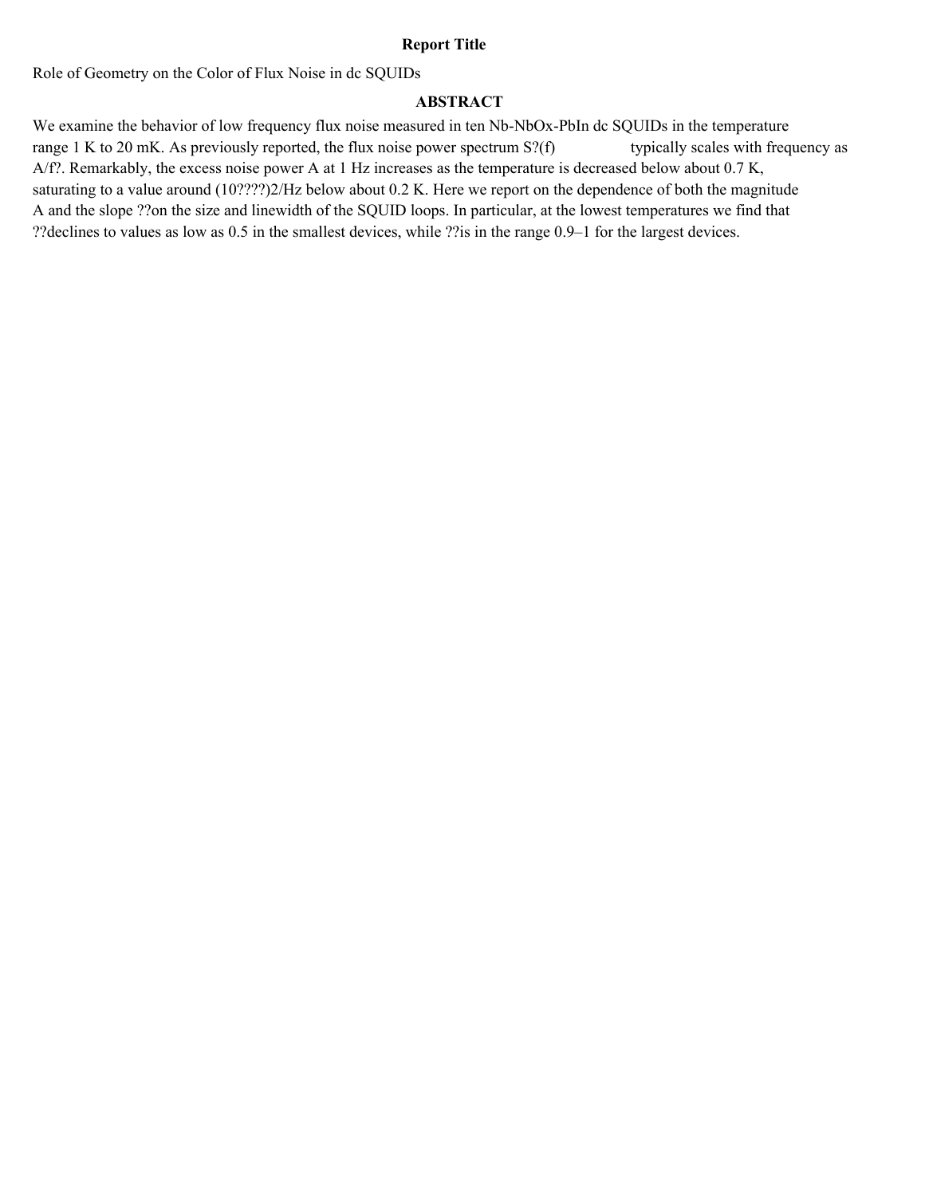**Report Title**

Role of Geometry on the Color of Flux Noise in dc SQUIDs

**ABSTRACT**

We examine the behavior of low frequency flux noise measured in ten Nb-NbOx-PbIn dc SQUIDs in the temperature range 1 K to 20 mK. As previously reported, the flux noise power spectrum S?(f) typically scales with frequency as A/f?. Remarkably, the excess noise power A at 1 Hz increases as the temperature is decreased below about 0.7 K, saturating to a value around (10????)2/Hz below about 0.2 K. Here we report on the dependence of both the magnitude A and the slope ??on the size and linewidth of the SQUID loops. In particular, at the lowest temperatures we find that ??declines to values as low as 0.5 in the smallest devices, while ??is in the range 0.9–1 for the largest devices.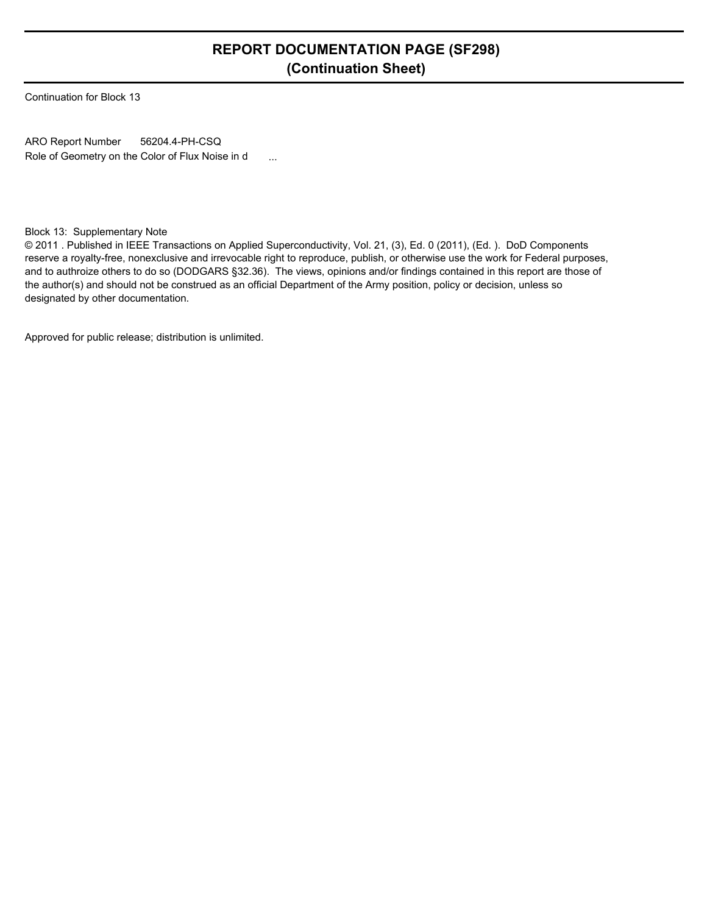# REPORT DOCUMENTATION PAGE (SF298)
## (Continuation Sheet)

Continuation for Block 13

ARO Report Number 56204.4-PH-CSQ
Role of Geometry on the Color of Flux Noise in d ...

Block 13: Supplementary Note
© 2011 . Published in IEEE Transactions on Applied Superconductivity, Vol. 21, (3), Ed. 0 (2011), (Ed. ). DoD Components reserve a royalty-free, nonexclusive and irrevocable right to reproduce, publish, or otherwise use the work for Federal purposes, and to authroize others to do so (DODGARS §32.36). The views, opinions and/or findings contained in this report are those of the author(s) and should not be construed as an official Department of the Army position, policy or decision, unless so designated by other documentation.

Approved for public release; distribution is unlimited.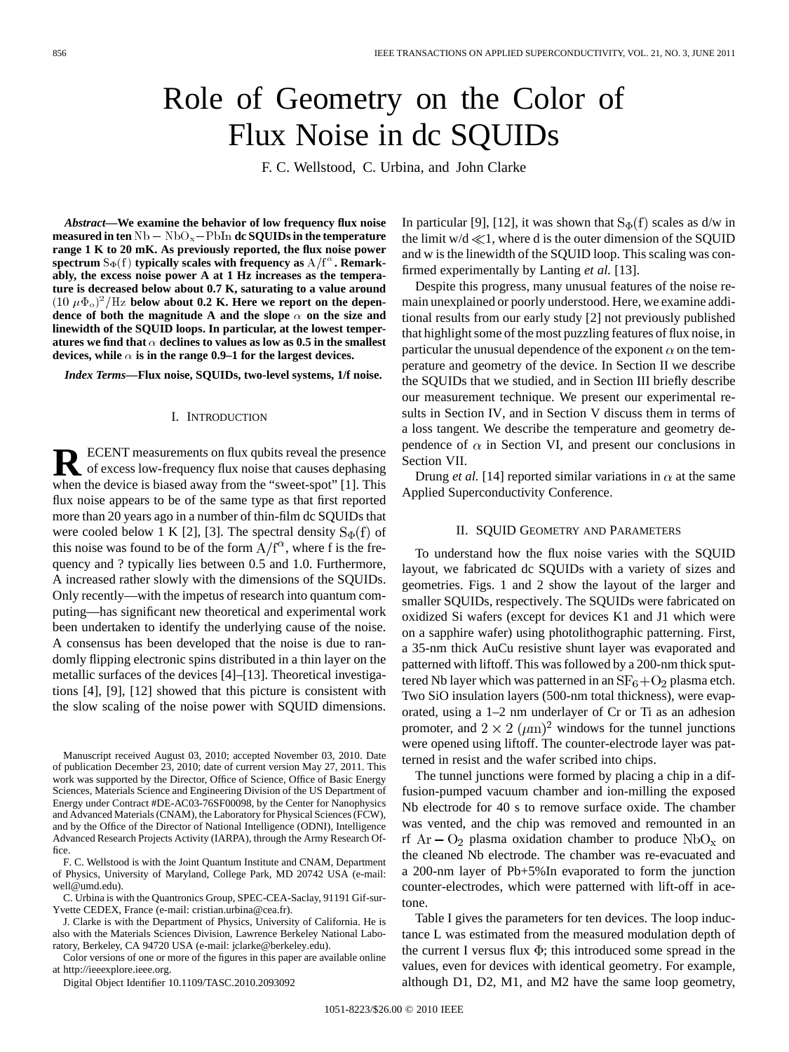# Role of Geometry on the Color of Flux Noise in dc SQUIDs

F. C. Wellstood, C. Urbina, and John Clarke

***Abstract*—We examine the behavior of low frequency flux noise measured in ten $\mathrm{Nb-NbO_x-PbIn}$ dc SQUIDs in the temperature range 1 K to 20 mK. As previously reported, the flux noise power spectrum $S_\Phi(f)$ typically scales with frequency as $A/f^\alpha$. Remarkably, the excess noise power A at 1 Hz increases as the temperature is decreased below about 0.7 K, saturating to a value around $(10\ \mu\Phi_o)^2/\mathrm{Hz}$ below about 0.2 K. Here we report on the dependence of both the magnitude A and the slope $\alpha$ on the size and linewidth of the SQUID loops. In particular, at the lowest temperatures we find that $\alpha$ declines to values as low as 0.5 in the smallest devices, while $\alpha$ is in the range 0.9–1 for the largest devices.**

***Index Terms*—Flux noise, SQUIDs, two-level systems, 1/f noise.**

## I. Introduction

RECENT measurements on flux qubits reveal the presence of excess low-frequency flux noise that causes dephasing when the device is biased away from the "sweet-spot" [1]. This flux noise appears to be of the same type as that first reported more than 20 years ago in a number of thin-film dc SQUIDs that were cooled below 1 K [2], [3]. The spectral density $S_\Phi(f)$ of this noise was found to be of the form $A/f^\alpha$, where f is the frequency and ? typically lies between 0.5 and 1.0. Furthermore, A increased rather slowly with the dimensions of the SQUIDs. Only recently—with the impetus of research into quantum computing—has significant new theoretical and experimental work been undertaken to identify the underlying cause of the noise. A consensus has been developed that the noise is due to randomly flipping electronic spins distributed in a thin layer on the metallic surfaces of the devices [4]–[13]. Theoretical investigations [4], [9], [12] showed that this picture is consistent with the slow scaling of the noise power with SQUID dimensions. In particular [9], [12], it was shown that $S_\Phi(f)$ scales as d/w in the limit $w/d \ll 1$, where d is the outer dimension of the SQUID and w is the linewidth of the SQUID loop. This scaling was confirmed experimentally by Lanting *et al.* [13].

Despite this progress, many unusual features of the noise remain unexplained or poorly understood. Here, we examine additional results from our early study [2] not previously published that highlight some of the most puzzling features of flux noise, in particular the unusual dependence of the exponent $\alpha$ on the temperature and geometry of the device. In Section II we describe the SQUIDs that we studied, and in Section III briefly describe our measurement technique. We present our experimental results in Section IV, and in Section V discuss them in terms of a loss tangent. We describe the temperature and geometry dependence of $\alpha$ in Section VI, and present our conclusions in Section VII.

Drung *et al.* [14] reported similar variations in $\alpha$ at the same Applied Superconductivity Conference.

## II. SQUID Geometry and Parameters

To understand how the flux noise varies with the SQUID layout, we fabricated dc SQUIDs with a variety of sizes and geometries. Figs. 1 and 2 show the layout of the larger and smaller SQUIDs, respectively. The SQUIDs were fabricated on oxidized Si wafers (except for devices K1 and J1 which were on a sapphire wafer) using photolithographic patterning. First, a 35-nm thick AuCu resistive shunt layer was evaporated and patterned with liftoff. This was followed by a 200-nm thick sputtered Nb layer which was patterned in an $SF_6+O_2$ plasma etch. Two SiO insulation layers (500-nm total thickness), were evaporated, using a 1–2 nm underlayer of Cr or Ti as an adhesion promoter, and $2 \times 2\ (\mu\mathrm{m})^2$ windows for the tunnel junctions were opened using liftoff. The counter-electrode layer was patterned in resist and the wafer scribed into chips.

The tunnel junctions were formed by placing a chip in a diffusion-pumped vacuum chamber and ion-milling the exposed Nb electrode for 40 s to remove surface oxide. The chamber was vented, and the chip was removed and remounted in an rf $\mathrm{Ar-O_2}$ plasma oxidation chamber to produce $\mathrm{NbO_x}$ on the cleaned Nb electrode. The chamber was re-evacuated and a 200-nm layer of Pb+5%In evaporated to form the junction counter-electrodes, which were patterned with lift-off in acetone.

Table I gives the parameters for ten devices. The loop inductance L was estimated from the measured modulation depth of the current I versus flux Φ; this introduced some spread in the values, even for devices with identical geometry. For example, although D1, D2, M1, and M2 have the same loop geometry,

Manuscript received August 03, 2010; accepted November 03, 2010. Date of publication December 23, 2010; date of current version May 27, 2011. This work was supported by the Director, Office of Science, Office of Basic Energy Sciences, Materials Science and Engineering Division of the US Department of Energy under Contract #DE-AC03-76SF00098, by the Center for Nanophysics and Advanced Materials (CNAM), the Laboratory for Physical Sciences (FCW), and by the Office of the Director of National Intelligence (ODNI), Intelligence Advanced Research Projects Activity (IARPA), through the Army Research Office.

F. C. Wellstood is with the Joint Quantum Institute and CNAM, Department of Physics, University of Maryland, College Park, MD 20742 USA (e-mail: well@umd.edu).

C. Urbina is with the Quantronics Group, SPEC-CEA-Saclay, 91191 Gif-sur-Yvette CEDEX, France (e-mail: cristian.urbina@cea.fr).

J. Clarke is with the Department of Physics, University of California. He is also with the Materials Sciences Division, Lawrence Berkeley National Laboratory, Berkeley, CA 94720 USA (e-mail: jclarke@berkeley.edu).

Color versions of one or more of the figures in this paper are available online at http://ieeexplore.ieee.org.

Digital Object Identifier 10.1109/TASC.2010.2093092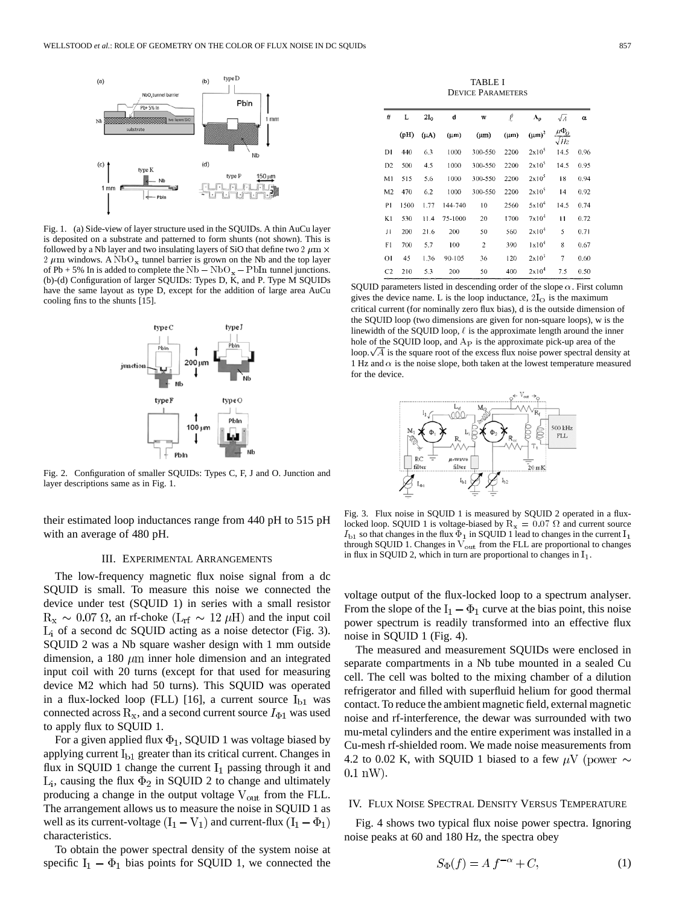Fig. 1. (a) Side-view of layer structure used in the SQUIDs. A thin AuCu layer is deposited on a substrate and patterned to form shunts (not shown). This is followed by a Nb layer and two insulating layers of SiO that define two $2\ \mu\mathrm{m} \times 2\ \mu\mathrm{m}$ windows. A $\mathrm{NbO_x}$ tunnel barrier is grown on the Nb and the top layer of Pb + 5% In is added to complete the $\mathrm{Nb-NbO_x-PbIn}$ tunnel junctions. (b)-(d) Configuration of larger SQUIDs: Types D, K, and P. Type M SQUIDs have the same layout as type D, except for the addition of large area AuCu cooling fins to the shunts [15].

Fig. 2. Configuration of smaller SQUIDs: Types C, F, J and O. Junction and layer descriptions same as in Fig. 1.

their estimated loop inductances range from 440 pH to 515 pH with an average of 480 pH.

## III. Experimental Arrangements

The low-frequency magnetic flux noise signal from a dc SQUID is small. To measure this noise we connected the device under test (SQUID 1) in series with a small resistor $\mathrm{R_x} \sim 0.07\ \Omega$, an rf-choke ($\mathrm{L_{rf}} \sim 12\ \mu\mathrm{H}$) and the input coil $\mathrm{L_i}$ of a second dc SQUID acting as a noise detector (Fig. 3). SQUID 2 was a Nb square washer design with 1 mm outside dimension, a 180 $\mu$m inner hole dimension and an integrated input coil with 20 turns (except for that used for measuring device M2 which had 50 turns). This SQUID was operated in a flux-locked loop (FLL) [16], a current source $\mathrm{I_{b1}}$ was connected across $\mathrm{R_x}$, and a second current source $I_{\Phi 1}$ was used to apply flux to SQUID 1.

For a given applied flux $\Phi_1$, SQUID 1 was voltage biased by applying current $\mathrm{I_{b1}}$ greater than its critical current. Changes in flux in SQUID 1 change the current $\mathrm{I_1}$ passing through it and $\mathrm{L_i}$, causing the flux $\Phi_2$ in SQUID 2 to change and ultimately producing a change in the output voltage $\mathrm{V_{out}}$ from the FLL. The arrangement allows us to measure the noise in SQUID 1 as well as its current-voltage $(\mathrm{I_1 - V_1})$ and current-flux $(\mathrm{I_1} - \Phi_1)$ characteristics.

To obtain the power spectral density of the system noise at specific $\mathrm{I_1} - \Phi_1$ bias points for SQUID 1, we connected the voltage output of the flux-locked loop to a spectrum analyser. From the slope of the $\mathrm{I_1} - \Phi_1$ curve at the bias point, this noise power spectrum is readily transformed into an effective flux noise in SQUID 1 (Fig. 4).

The measured and measurement SQUIDs were enclosed in separate compartments in a Nb tube mounted in a sealed Cu cell. The cell was bolted to the mixing chamber of a dilution refrigerator and filled with superfluid helium for good thermal contact. To reduce the ambient magnetic field, external magnetic noise and rf-interference, the dewar was surrounded with two mu-metal cylinders and the entire experiment was installed in a Cu-mesh rf-shielded room. We made noise measurements from 4.2 to 0.02 K, with SQUID 1 biased to a few $\mu$V $(\text{power} \sim 0.1\ \mathrm{nW})$.

TABLE I
Device Parameters

| # | L (pH) | $2\mathrm{I_0}$ ($\mu$A) | d ($\mu$m) | w ($\mu$m) | $\ell$ ($\mu$m) | $\mathrm{A_p}$ ($\mu$m)$^2$ | $\sqrt{A}$ $\frac{\mu\Phi_0}{\sqrt{Hz}}$ | $\alpha$ |
|---|---|---|---|---|---|---|---|---|
| D1 | 440 | 6.3 | 1000 | 300-550 | 2200 | $2\mathrm{x}10^5$ | 14.5 | 0.96 |
| D2 | 500 | 4.5 | 1000 | 300-550 | 2200 | $2\mathrm{x}10^5$ | 14.5 | 0.95 |
| M1 | 515 | 5.6 | 1000 | 300-550 | 2200 | $2\mathrm{x}10^5$ | 18 | 0.94 |
| M2 | 470 | 6.2 | 1000 | 300-550 | 2200 | $2\mathrm{x}10^5$ | 14 | 0.92 |
| P1 | 1500 | 1.77 | 144-740 | 10 | 2560 | $5\mathrm{x}10^4$ | 14.5 | 0.74 |
| K1 | 530 | 11.4 | 75-1000 | 20 | 1700 | $7\mathrm{x}10^4$ | 11 | 0.72 |
| J1 | 200 | 21.6 | 200 | 50 | 560 | $2\mathrm{x}10^4$ | 5 | 0.71 |
| F1 | 700 | 5.7 | 100 | 2 | 390 | $1\mathrm{x}10^4$ | 8 | 0.67 |
| O1 | 45 | 1.36 | 90-105 | 36 | 120 | $2\mathrm{x}10^3$ | 7 | 0.60 |
| C2 | 210 | 5.3 | 200 | 50 | 400 | $2\mathrm{x}10^4$ | 7.5 | 0.50 |

SQUID parameters listed in descending order of the slope $\alpha$. First column gives the device name. L is the loop inductance, $2\mathrm{I_O}$ is the maximum critical current (for nominally zero flux bias), d is the outside dimension of the SQUID loop (two dimensions are given for non-square loops), w is the linewidth of the SQUID loop, $\ell$ is the approximate length around the inner hole of the SQUID loop, and $\mathrm{A_P}$ is the approximate pick-up area of the loop. $\sqrt{A}$ is the square root of the excess flux noise power spectral density at 1 Hz and $\alpha$ is the noise slope, both taken at the lowest temperature measured for the device.

Fig. 3. Flux noise in SQUID 1 is measured by SQUID 2 operated in a flux-locked loop. SQUID 1 is voltage-biased by $\mathrm{R_x} = 0.07\ \Omega$ and current source $I_{b1}$ so that changes in the flux $\Phi_1$ in SQUID 1 lead to changes in the current $\mathrm{I_1}$ through SQUID 1. Changes in $\mathrm{V_{out}}$ from the FLL are proportional to changes in flux in SQUID 2, which in turn are proportional to changes in $\mathrm{I_1}$.

## IV. Flux Noise Spectral Density Versus Temperature

Fig. 4 shows two typical flux noise power spectra. Ignoring noise peaks at 60 and 180 Hz, the spectra obey

$$S_\Phi(f) = A\, f^{-\alpha} + C, \tag{1}$$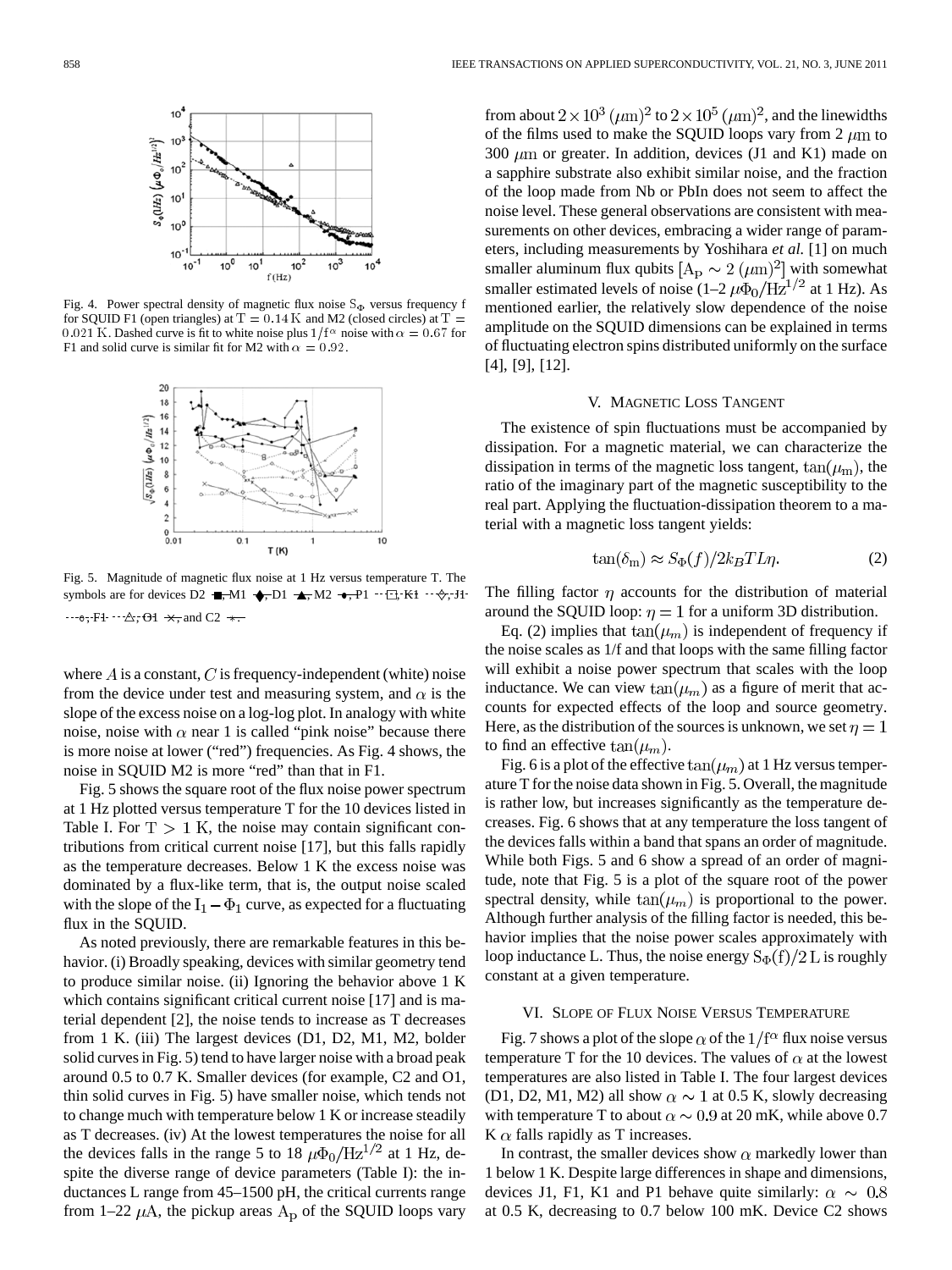Fig. 4. Power spectral density of magnetic flux noise $S_\Phi$ versus frequency f for SQUID F1 (open triangles) at $T = 0.14$ K and M2 (closed circles) at $T = 0.021$ K. Dashed curve is fit to white noise plus $1/f^\alpha$ noise with $\alpha = 0.67$ for F1 and solid curve is similar fit for M2 with $\alpha = 0.92$.

Fig. 5. Magnitude of magnetic flux noise at 1 Hz versus temperature T. The symbols are for devices D2, M1, D1, M2, P1, K1, J1, F1, O1, and C2.

where $A$ is a constant, $C$ is frequency-independent (white) noise from the device under test and measuring system, and $\alpha$ is the slope of the excess noise on a log-log plot. In analogy with white noise, noise with $\alpha$ near 1 is called "pink noise" because there is more noise at lower ("red") frequencies. As Fig. 4 shows, the noise in SQUID M2 is more "red" than that in F1.

Fig. 5 shows the square root of the flux noise power spectrum at 1 Hz plotted versus temperature T for the 10 devices listed in Table I. For $T > 1$ K, the noise may contain significant contributions from critical current noise [17], but this falls rapidly as the temperature decreases. Below 1 K the excess noise was dominated by a flux-like term, that is, the output noise scaled with the slope of the $I_1 - \Phi_1$ curve, as expected for a fluctuating flux in the SQUID.

As noted previously, there are remarkable features in this behavior. (i) Broadly speaking, devices with similar geometry tend to produce similar noise. (ii) Ignoring the behavior above 1 K which contains significant critical current noise [17] and is material dependent [2], the noise tends to increase as T decreases from 1 K. (iii) The largest devices (D1, D2, M1, M2, bolder solid curves in Fig. 5) tend to have larger noise with a broad peak around 0.5 to 0.7 K. Smaller devices (for example, C2 and O1, thin solid curves in Fig. 5) have smaller noise, which tends not to change much with temperature below 1 K or increase steadily as T decreases. (iv) At the lowest temperatures the noise for all the devices falls in the range 5 to 18 $\mu\Phi_0/\mathrm{Hz}^{1/2}$ at 1 Hz, despite the diverse range of device parameters (Table I): the inductances L range from 45–1500 pH, the critical currents range from 1–22 $\mu$A, the pickup areas $A_p$ of the SQUID loops vary from about $2\times10^3$ $(\mu\mathrm{m})^2$ to $2\times10^5$ $(\mu\mathrm{m})^2$, and the linewidths of the films used to make the SQUID loops vary from 2 $\mu$m to 300 $\mu$m or greater. In addition, devices (J1 and K1) made on a sapphire substrate also exhibit similar noise, and the fraction of the loop made from Nb or PbIn does not seem to affect the noise level. These general observations are consistent with measurements on other devices, embracing a wider range of parameters, including measurements by Yoshihara *et al.* [1] on much smaller aluminum flux qubits $[A_p \sim 2\ (\mu\mathrm{m})^2]$ with somewhat smaller estimated levels of noise (1–2 $\mu\Phi_0/\mathrm{Hz}^{1/2}$ at 1 Hz). As mentioned earlier, the relatively slow dependence of the noise amplitude on the SQUID dimensions can be explained in terms of fluctuating electron spins distributed uniformly on the surface [4], [9], [12].

## V. Magnetic Loss Tangent

The existence of spin fluctuations must be accompanied by dissipation. For a magnetic material, we can characterize the dissipation in terms of the magnetic loss tangent, $\tan(\mu_m)$, the ratio of the imaginary part of the magnetic susceptibility to the real part. Applying the fluctuation-dissipation theorem to a material with a magnetic loss tangent yields:

$$\tan(\delta_m) \approx S_\Phi(f)/2k_B T L \eta. \tag{2}$$

The filling factor $\eta$ accounts for the distribution of material around the SQUID loop: $\eta = 1$ for a uniform 3D distribution.

Eq. (2) implies that $\tan(\mu_m)$ is independent of frequency if the noise scales as 1/f and that loops with the same filling factor will exhibit a noise power spectrum that scales with the loop inductance. We can view $\tan(\mu_m)$ as a figure of merit that accounts for expected effects of the loop and source geometry. Here, as the distribution of the sources is unknown, we set $\eta = 1$ to find an effective $\tan(\mu_m)$.

Fig. 6 is a plot of the effective $\tan(\mu_m)$ at 1 Hz versus temperature T for the noise data shown in Fig. 5. Overall, the magnitude is rather low, but increases significantly as the temperature decreases. Fig. 6 shows that at any temperature the loss tangent of the devices falls within a band that spans an order of magnitude. While both Figs. 5 and 6 show a spread of an order of magnitude, note that Fig. 5 is a plot of the square root of the power spectral density, while $\tan(\mu_m)$ is proportional to the power. Although further analysis of the filling factor is needed, this behavior implies that the noise power scales approximately with loop inductance L. Thus, the noise energy $S_\Phi(f)/2L$ is roughly constant at a given temperature.

## VI. Slope of Flux Noise Versus Temperature

Fig. 7 shows a plot of the slope $\alpha$ of the $1/f^\alpha$ flux noise versus temperature T for the 10 devices. The values of $\alpha$ at the lowest temperatures are also listed in Table I. The four largest devices (D1, D2, M1, M2) all show $\alpha \sim 1$ at 0.5 K, slowly decreasing with temperature T to about $\alpha \sim 0.9$ at 20 mK, while above 0.7 K $\alpha$ falls rapidly as T increases.

In contrast, the smaller devices show $\alpha$ markedly lower than 1 below 1 K. Despite large differences in shape and dimensions, devices J1, F1, K1 and P1 behave quite similarly: $\alpha \sim 0.8$ at 0.5 K, decreasing to 0.7 below 100 mK. Device C2 shows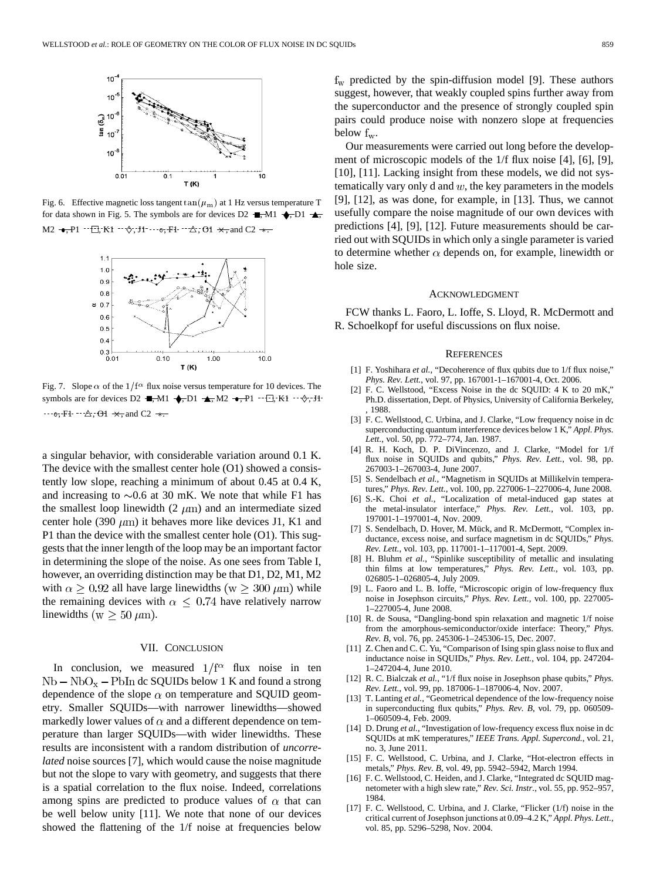$10^{-4}$

$10^{-5}$

$10^{-6}$

$10^{-7}$

$10^{-8}$

$\tan(\delta_m)$

0.01 0.1 1 10

T (K)

Fig. 6. Effective magnetic loss tangent $\tan(\mu_m)$ at 1 Hz versus temperature T for data shown in Fig. 5. The symbols are for devices D2, M1, D1, M2, P1, K1, J1, F1, O1, and C2.

1.1

1.0

0.9

0.8

0.7

0.6

0.5

0.4

0.3

$\alpha$

0.01 0.10 1.00 10.0

T (K)

Fig. 7. Slope $\alpha$ of the $1/f^{\alpha}$ flux noise versus temperature for 10 devices. The symbols are for devices D2, M1, D1, M2, P1, K1, J1, F1, O1, and C2.

a singular behavior, with considerable variation around 0.1 K. The device with the smallest center hole (O1) showed a consistently low slope, reaching a minimum of about 0.45 at 0.4 K, and increasing to $\sim$0.6 at 30 mK. We note that while F1 has the smallest loop linewidth (2 $\mu$m) and an intermediate sized center hole (390 $\mu$m) it behaves more like devices J1, K1 and P1 than the device with the smallest center hole (O1). This suggests that the inner length of the loop may be an important factor in determining the slope of the noise. As one sees from Table I, however, an overriding distinction may be that D1, D2, M1, M2 with $\alpha \geq 0.92$ all have large linewidths ($w \geq 300\ \mu$m) while the remaining devices with $\alpha \leq 0.74$ have relatively narrow linewidths ($w \geq 50\ \mu$m).

## VII. Conclusion

In conclusion, we measured $1/f^{\alpha}$ flux noise in ten $Nb - NbO_x - PbIn$ dc SQUIDs below 1 K and found a strong dependence of the slope $\alpha$ on temperature and SQUID geometry. Smaller SQUIDs—with narrower linewidths—showed markedly lower values of $\alpha$ and a different dependence on temperature than larger SQUIDs—with wider linewidths. These results are inconsistent with a random distribution of *uncorrelated* noise sources [7], which would cause the noise magnitude but not the slope to vary with geometry, and suggests that there is a spatial correlation to the flux noise. Indeed, correlations among spins are predicted to produce values of $\alpha$ that can be well below unity [11]. We note that none of our devices showed the flattening of the 1/f noise at frequencies below $f_w$ predicted by the spin-diffusion model [9]. These authors suggest, however, that weakly coupled spins further away from the superconductor and the presence of strongly coupled spin pairs could produce noise with nonzero slope at frequencies below $f_w$.

Our measurements were carried out long before the development of microscopic models of the 1/f flux noise [4], [6], [9], [10], [11]. Lacking insight from these models, we did not systematically vary only d and $w$, the key parameters in the models [9], [12], as was done, for example, in [13]. Thus, we cannot usefully compare the noise magnitude of our own devices with predictions [4], [9], [12]. Future measurements should be carried out with SQUIDs in which only a single parameter is varied to determine whether $\alpha$ depends on, for example, linewidth or hole size.

## Acknowledgment

FCW thanks L. Faoro, L. Ioffe, S. Lloyd, R. McDermott and R. Schoelkopf for useful discussions on flux noise.

## References

[1] F. Yoshihara *et al.*, "Decoherence of flux qubits due to 1/f flux noise," *Phys. Rev. Lett.*, vol. 97, pp. 167001-1–167001-4, Oct. 2006.

[2] F. C. Wellstood, "Excess Noise in the dc SQUID: 4 K to 20 mK," Ph.D. dissertation, Dept. of Physics, University of California Berkeley, , 1988.

[3] F. C. Wellstood, C. Urbina, and J. Clarke, "Low frequency noise in dc superconducting quantum interference devices below 1 K," *Appl. Phys. Lett.*, vol. 50, pp. 772–774, Jan. 1987.

[4] R. H. Koch, D. P. DiVincenzo, and J. Clarke, "Model for 1/f flux noise in SQUIDs and qubits," *Phys. Rev. Lett.*, vol. 98, pp. 267003-1–267003-4, June 2007.

[5] S. Sendelbach *et al.*, "Magnetism in SQUIDs at Millikelvin temperatures," *Phys. Rev. Lett.*, vol. 100, pp. 227006-1–227006-4, June 2008.

[6] S.-K. Choi *et al.*, "Localization of metal-induced gap states at the metal-insulator interface," *Phys. Rev. Lett.*, vol. 103, pp. 197001-1–197001-4, Nov. 2009.

[7] S. Sendelbach, D. Hover, M. Mück, and R. McDermott, "Complex inductance, excess noise, and surface magnetism in dc SQUIDs," *Phys. Rev. Lett.*, vol. 103, pp. 117001-1–117001-4, Sept. 2009.

[8] H. Bluhm *et al.*, "Spinlike susceptibility of metallic and insulating thin films at low temperatures," *Phys. Rev. Lett.*, vol. 103, pp. 026805-1–026805-4, July 2009.

[9] L. Faoro and L. B. Ioffe, "Microscopic origin of low-frequency flux noise in Josephson circuits," *Phys. Rev. Lett.*, vol. 100, pp. 227005-1–227005-4, June 2008.

[10] R. de Sousa, "Dangling-bond spin relaxation and magnetic 1/f noise from the amorphous-semiconductor/oxide interface: Theory," *Phys. Rev. B*, vol. 76, pp. 245306-1–245306-15, Dec. 2007.

[11] Z. Chen and C. C. Yu, "Comparison of Ising spin glass noise to flux and inductance noise in SQUIDs," *Phys. Rev. Lett.*, vol. 104, pp. 247204-1–247204-4, June 2010.

[12] R. C. Bialczak *et al.*, "1/f flux noise in Josephson phase qubits," *Phys. Rev. Lett.*, vol. 99, pp. 187006-1–187006-4, Nov. 2007.

[13] T. Lanting *et al.*, "Geometrical dependence of the low-frequency noise in superconducting flux qubits," *Phys. Rev. B*, vol. 79, pp. 060509-1–060509-4, Feb. 2009.

[14] D. Drung *et al.*, "Investigation of low-frequency excess flux noise in dc SQUIDs at mK temperatures," *IEEE Trans. Appl. Supercond.*, vol. 21, no. 3, June 2011.

[15] F. C. Wellstood, C. Urbina, and J. Clarke, "Hot-electron effects in metals," *Phys. Rev. B*, vol. 49, pp. 5942–5942, March 1994.

[16] F. C. Wellstood, C. Heiden, and J. Clarke, "Integrated dc SQUID magnetometer with a high slew rate," *Rev. Sci. Instr.*, vol. 55, pp. 952–957, 1984.

[17] F. C. Wellstood, C. Urbina, and J. Clarke, "Flicker (1/f) noise in the critical current of Josephson junctions at 0.09–4.2 K," *Appl. Phys. Lett.*, vol. 85, pp. 5296–5298, Nov. 2004.